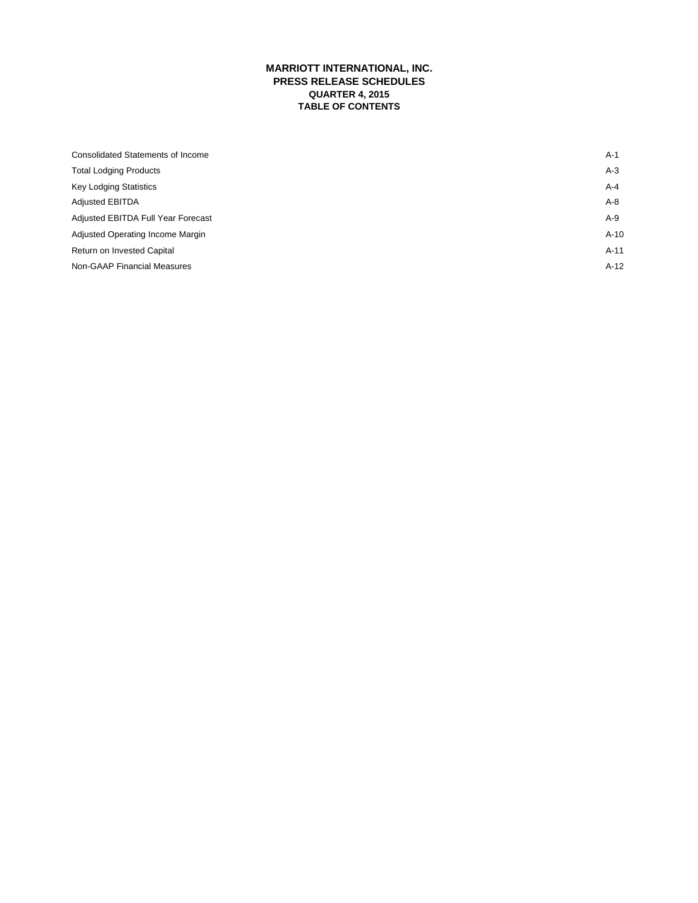# MARRIOTT INTERNATIONAL, INC.
## PRESS RELEASE SCHEDULES
### QUARTER 4, 2015
### TABLE OF CONTENTS

| | |
|---|---|
| Consolidated Statements of Income | A-1 |
| Total Lodging Products | A-3 |
| Key Lodging Statistics | A-4 |
| Adjusted EBITDA | A-8 |
| Adjusted EBITDA Full Year Forecast | A-9 |
| Adjusted Operating Income Margin | A-10 |
| Return on Invested Capital | A-11 |
| Non-GAAP Financial Measures | A-12 |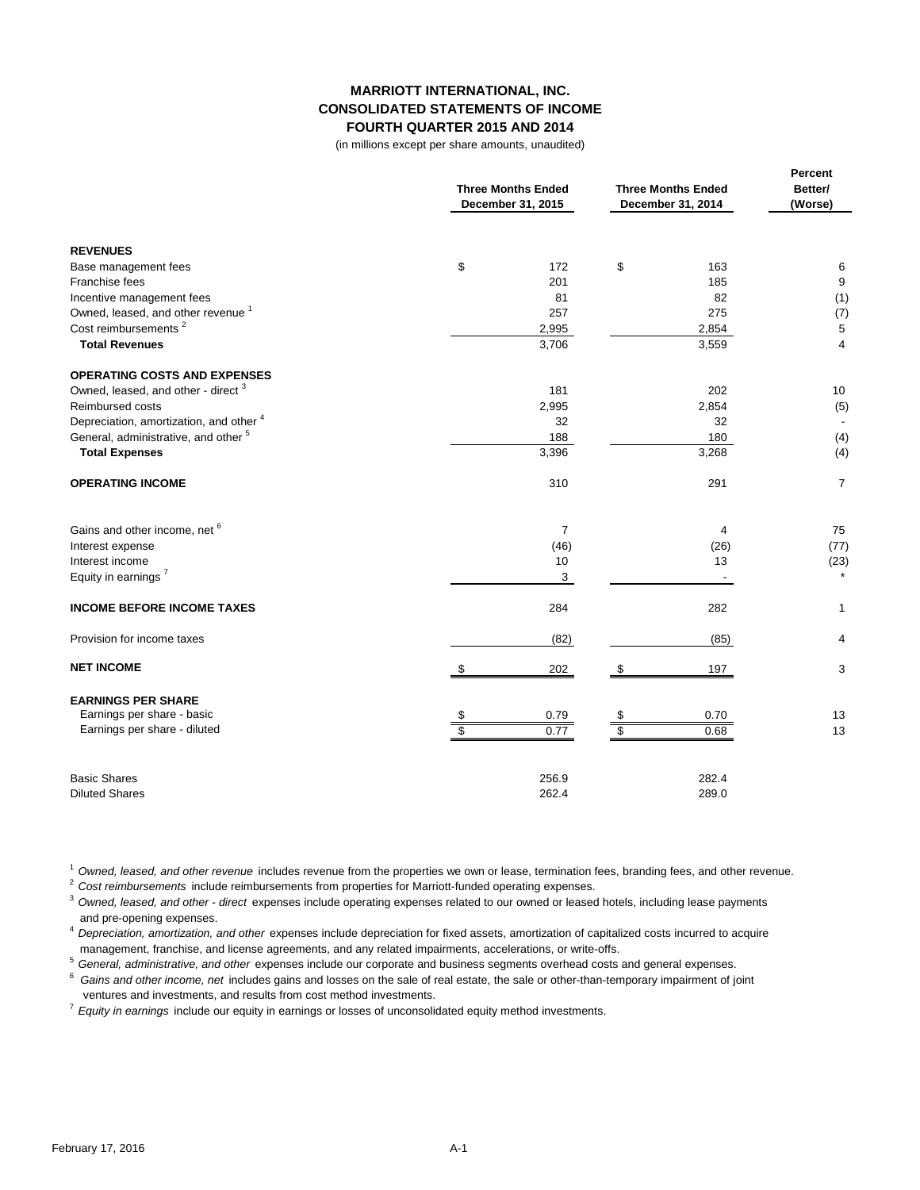# MARRIOTT INTERNATIONAL, INC.
## CONSOLIDATED STATEMENTS OF INCOME
### FOURTH QUARTER 2015 AND 2014

(in millions except per share amounts, unaudited)

| | Three Months Ended December 31, 2015 | Three Months Ended December 31, 2014 | Percent Better/ (Worse) |
|---|---|---|---|
| **REVENUES** | | | |
| Base management fees | $ 172 | $ 163 | 6 |
| Franchise fees | 201 | 185 | 9 |
| Incentive management fees | 81 | 82 | (1) |
| Owned, leased, and other revenue [1] | 257 | 275 | (7) |
| Cost reimbursements [2] | 2,995 | 2,854 | 5 |
| **Total Revenues** | 3,706 | 3,559 | 4 |
| **OPERATING COSTS AND EXPENSES** | | | |
| Owned, leased, and other - direct [3] | 181 | 202 | 10 |
| Reimbursed costs | 2,995 | 2,854 | (5) |
| Depreciation, amortization, and other [4] | 32 | 32 | - |
| General, administrative, and other [5] | 188 | 180 | (4) |
| **Total Expenses** | 3,396 | 3,268 | (4) |
| **OPERATING INCOME** | 310 | 291 | 7 |
| Gains and other income, net [6] | 7 | 4 | 75 |
| Interest expense | (46) | (26) | (77) |
| Interest income | 10 | 13 | (23) |
| Equity in earnings [7] | 3 | - | * |
| **INCOME BEFORE INCOME TAXES** | 284 | 282 | 1 |
| Provision for income taxes | (82) | (85) | 4 |
| **NET INCOME** | $ 202 | $ 197 | 3 |
| **EARNINGS PER SHARE** | | | |
| Earnings per share - basic | $ 0.79 | $ 0.70 | 13 |
| Earnings per share - diluted | $ 0.77 | $ 0.68 | 13 |
| Basic Shares | 256.9 | 282.4 | |
| Diluted Shares | 262.4 | 289.0 | |

[1] *Owned, leased, and other revenue* includes revenue from the properties we own or lease, termination fees, branding fees, and other revenue.

[2] *Cost reimbursements* include reimbursements from properties for Marriott-funded operating expenses.

[3] *Owned, leased, and other - direct* expenses include operating expenses related to our owned or leased hotels, including lease payments and pre-opening expenses.

[4] *Depreciation, amortization, and other* expenses include depreciation for fixed assets, amortization of capitalized costs incurred to acquire management, franchise, and license agreements, and any related impairments, accelerations, or write-offs.

[5] *General, administrative, and other* expenses include our corporate and business segments overhead costs and general expenses.

[6] *Gains and other income, net* includes gains and losses on the sale of real estate, the sale or other-than-temporary impairment of joint ventures and investments, and results from cost method investments.

[7] *Equity in earnings* include our equity in earnings or losses of unconsolidated equity method investments.

February 17, 2016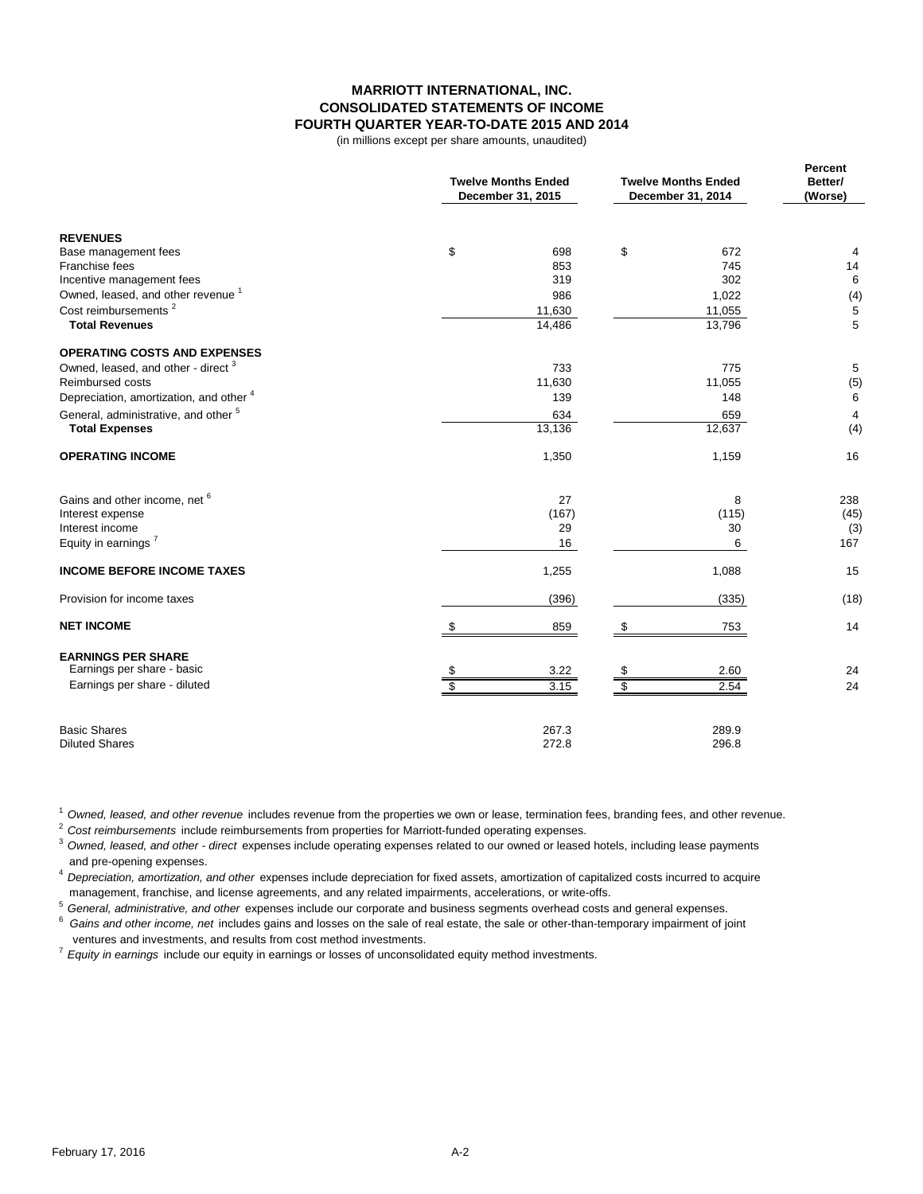# MARRIOTT INTERNATIONAL, INC.
## CONSOLIDATED STATEMENTS OF INCOME
### FOURTH QUARTER YEAR-TO-DATE 2015 AND 2014

(in millions except per share amounts, unaudited)

| | Twelve Months Ended December 31, 2015 | Twelve Months Ended December 31, 2014 | Percent Better/ (Worse) |
|---|---|---|---|
| **REVENUES** | | | |
| Base management fees | $ 698 | $ 672 | 4 |
| Franchise fees | 853 | 745 | 14 |
| Incentive management fees | 319 | 302 | 6 |
| Owned, leased, and other revenue [1] | 986 | 1,022 | (4) |
| Cost reimbursements [2] | 11,630 | 11,055 | 5 |
| **Total Revenues** | 14,486 | 13,796 | 5 |
| **OPERATING COSTS AND EXPENSES** | | | |
| Owned, leased, and other - direct [3] | 733 | 775 | 5 |
| Reimbursed costs | 11,630 | 11,055 | (5) |
| Depreciation, amortization, and other [4] | 139 | 148 | 6 |
| General, administrative, and other [5] | 634 | 659 | 4 |
| **Total Expenses** | 13,136 | 12,637 | (4) |
| **OPERATING INCOME** | 1,350 | 1,159 | 16 |
| Gains and other income, net [6] | 27 | 8 | 238 |
| Interest expense | (167) | (115) | (45) |
| Interest income | 29 | 30 | (3) |
| Equity in earnings [7] | 16 | 6 | 167 |
| **INCOME BEFORE INCOME TAXES** | 1,255 | 1,088 | 15 |
| Provision for income taxes | (396) | (335) | (18) |
| **NET INCOME** | $ 859 | $ 753 | 14 |
| **EARNINGS PER SHARE** | | | |
| Earnings per share - basic | $ 3.22 | $ 2.60 | 24 |
| Earnings per share - diluted | $ 3.15 | $ 2.54 | 24 |
| Basic Shares | 267.3 | 289.9 | |
| Diluted Shares | 272.8 | 296.8 | |

[1] *Owned, leased, and other revenue* includes revenue from the properties we own or lease, termination fees, branding fees, and other revenue.

[2] *Cost reimbursements* include reimbursements from properties for Marriott-funded operating expenses.

[3] *Owned, leased, and other - direct* expenses include operating expenses related to our owned or leased hotels, including lease payments and pre-opening expenses.

[4] *Depreciation, amortization, and other* expenses include depreciation for fixed assets, amortization of capitalized costs incurred to acquire management, franchise, and license agreements, and any related impairments, accelerations, or write-offs.

[5] *General, administrative, and other* expenses include our corporate and business segments overhead costs and general expenses.

[6] *Gains and other income, net* includes gains and losses on the sale of real estate, the sale or other-than-temporary impairment of joint ventures and investments, and results from cost method investments.

[7] *Equity in earnings* include our equity in earnings or losses of unconsolidated equity method investments.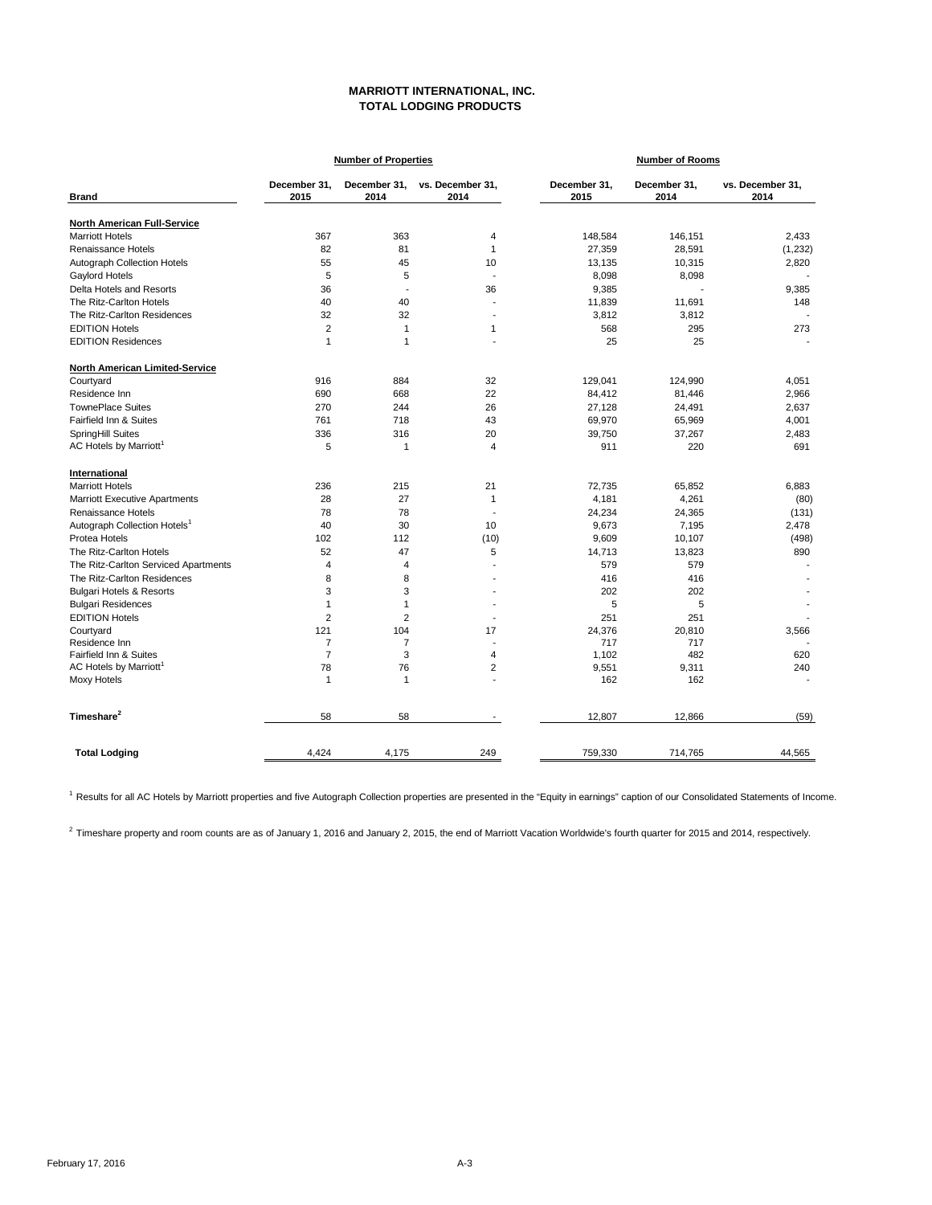# MARRIOTT INTERNATIONAL, INC.
## TOTAL LODGING PRODUCTS

| Brand | Number of Properties | | | Number of Rooms | | |
|---|---|---|---|---|---|---|
| | December 31, 2015 | December 31, 2014 | vs. December 31, 2014 | December 31, 2015 | December 31, 2014 | vs. December 31, 2014 |
| **North American Full-Service** | | | | | | |
| Marriott Hotels | 367 | 363 | 4 | 148,584 | 146,151 | 2,433 |
| Renaissance Hotels | 82 | 81 | 1 | 27,359 | 28,591 | (1,232) |
| Autograph Collection Hotels | 55 | 45 | 10 | 13,135 | 10,315 | 2,820 |
| Gaylord Hotels | 5 | 5 | - | 8,098 | 8,098 | - |
| Delta Hotels and Resorts | 36 | - | 36 | 9,385 | - | 9,385 |
| The Ritz-Carlton Hotels | 40 | 40 | - | 11,839 | 11,691 | 148 |
| The Ritz-Carlton Residences | 32 | 32 | - | 3,812 | 3,812 | - |
| EDITION Hotels | 2 | 1 | 1 | 568 | 295 | 273 |
| EDITION Residences | 1 | 1 | - | 25 | 25 | - |
| **North American Limited-Service** | | | | | | |
| Courtyard | 916 | 884 | 32 | 129,041 | 124,990 | 4,051 |
| Residence Inn | 690 | 668 | 22 | 84,412 | 81,446 | 2,966 |
| TownePlace Suites | 270 | 244 | 26 | 27,128 | 24,491 | 2,637 |
| Fairfield Inn & Suites | 761 | 718 | 43 | 69,970 | 65,969 | 4,001 |
| SpringHill Suites | 336 | 316 | 20 | 39,750 | 37,267 | 2,483 |
| AC Hotels by Marriott[1] | 5 | 1 | 4 | 911 | 220 | 691 |
| **International** | | | | | | |
| Marriott Hotels | 236 | 215 | 21 | 72,735 | 65,852 | 6,883 |
| Marriott Executive Apartments | 28 | 27 | 1 | 4,181 | 4,261 | (80) |
| Renaissance Hotels | 78 | 78 | - | 24,234 | 24,365 | (131) |
| Autograph Collection Hotels[1] | 40 | 30 | 10 | 9,673 | 7,195 | 2,478 |
| Protea Hotels | 102 | 112 | (10) | 9,609 | 10,107 | (498) |
| The Ritz-Carlton Hotels | 52 | 47 | 5 | 14,713 | 13,823 | 890 |
| The Ritz-Carlton Serviced Apartments | 4 | 4 | - | 579 | 579 | - |
| The Ritz-Carlton Residences | 8 | 8 | - | 416 | 416 | - |
| Bulgari Hotels & Resorts | 3 | 3 | - | 202 | 202 | - |
| Bulgari Residences | 1 | 1 | - | 5 | 5 | - |
| EDITION Hotels | 2 | 2 | - | 251 | 251 | - |
| Courtyard | 121 | 104 | 17 | 24,376 | 20,810 | 3,566 |
| Residence Inn | 7 | 7 | - | 717 | 717 | - |
| Fairfield Inn & Suites | 7 | 3 | 4 | 1,102 | 482 | 620 |
| AC Hotels by Marriott[1] | 78 | 76 | 2 | 9,551 | 9,311 | 240 |
| Moxy Hotels | 1 | 1 | - | 162 | 162 | - |
| **Timeshare[2]** | 58 | 58 | - | 12,807 | 12,866 | (59) |
| **Total Lodging** | 4,424 | 4,175 | 249 | 759,330 | 714,765 | 44,565 |

[1] Results for all AC Hotels by Marriott properties and five Autograph Collection properties are presented in the "Equity in earnings" caption of our Consolidated Statements of Income.

[2] Timeshare property and room counts are as of January 1, 2016 and January 2, 2015, the end of Marriott Vacation Worldwide's fourth quarter for 2015 and 2014, respectively.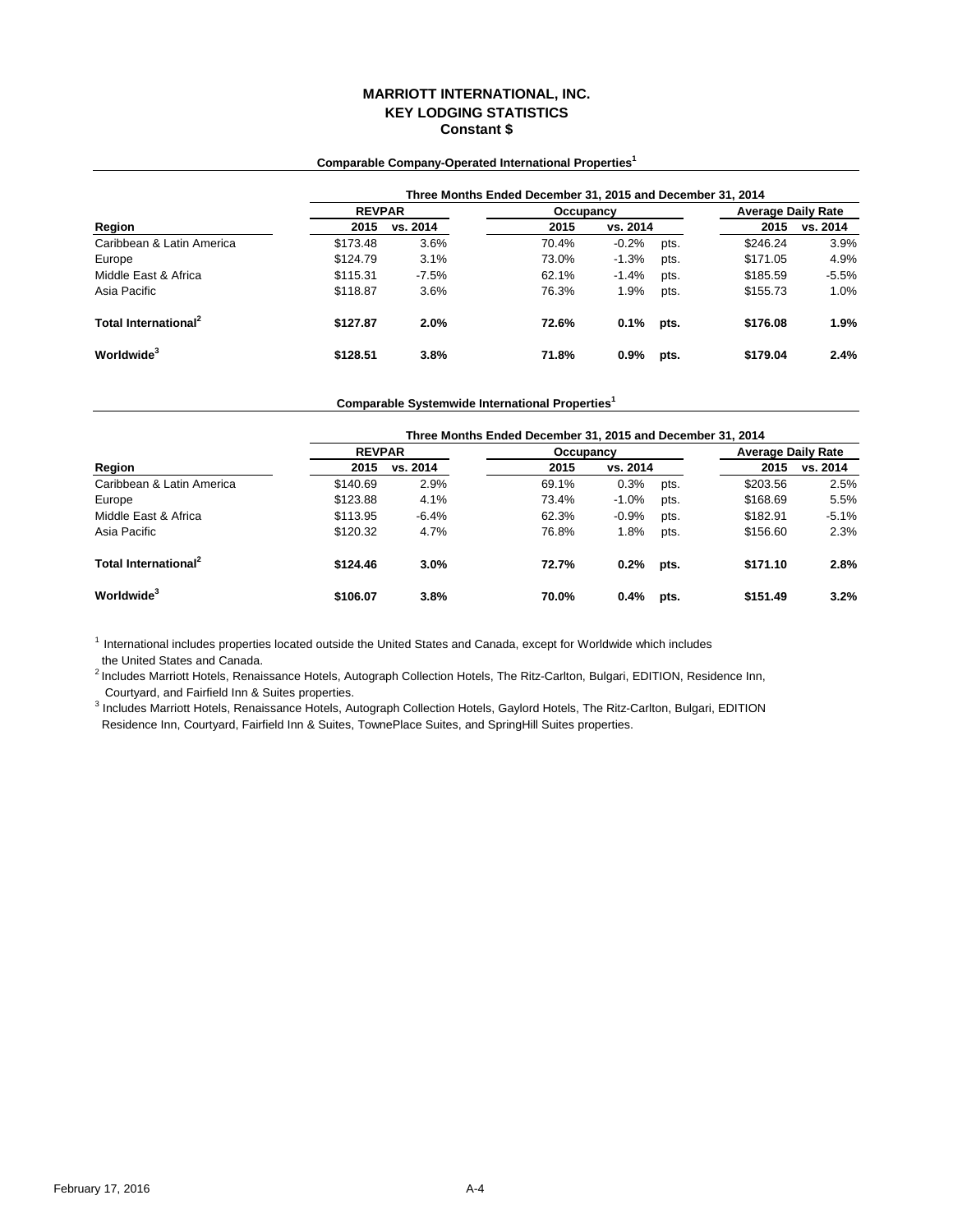# MARRIOTT INTERNATIONAL, INC.
## KEY LODGING STATISTICS
### Constant $

**Comparable Company-Operated International Properties[1]**

| | Three Months Ended December 31, 2015 and December 31, 2014 | | | | | | |
|---|---|---|---|---|---|---|---|
| | REVPAR | | Occupancy | | | Average Daily Rate | |
| Region | 2015 | vs. 2014 | 2015 | vs. 2014 | | 2015 | vs. 2014 |
| Caribbean & Latin America | $173.48 | 3.6% | 70.4% | -0.2% | pts. | $246.24 | 3.9% |
| Europe | $124.79 | 3.1% | 73.0% | -1.3% | pts. | $171.05 | 4.9% |
| Middle East & Africa | $115.31 | -7.5% | 62.1% | -1.4% | pts. | $185.59 | -5.5% |
| Asia Pacific | $118.87 | 3.6% | 76.3% | 1.9% | pts. | $155.73 | 1.0% |
| **Total International[2]** | **$127.87** | **2.0%** | **72.6%** | **0.1%** | **pts.** | **$176.08** | **1.9%** |
| **Worldwide[3]** | **$128.51** | **3.8%** | **71.8%** | **0.9%** | **pts.** | **$179.04** | **2.4%** |

**Comparable Systemwide International Properties[1]**

| | Three Months Ended December 31, 2015 and December 31, 2014 | | | | | | |
|---|---|---|---|---|---|---|---|
| | REVPAR | | Occupancy | | | Average Daily Rate | |
| Region | 2015 | vs. 2014 | 2015 | vs. 2014 | | 2015 | vs. 2014 |
| Caribbean & Latin America | $140.69 | 2.9% | 69.1% | 0.3% | pts. | $203.56 | 2.5% |
| Europe | $123.88 | 4.1% | 73.4% | -1.0% | pts. | $168.69 | 5.5% |
| Middle East & Africa | $113.95 | -6.4% | 62.3% | -0.9% | pts. | $182.91 | -5.1% |
| Asia Pacific | $120.32 | 4.7% | 76.8% | 1.8% | pts. | $156.60 | 2.3% |
| **Total International[2]** | **$124.46** | **3.0%** | **72.7%** | **0.2%** | **pts.** | **$171.10** | **2.8%** |
| **Worldwide[3]** | **$106.07** | **3.8%** | **70.0%** | **0.4%** | **pts.** | **$151.49** | **3.2%** |

[1] International includes properties located outside the United States and Canada, except for Worldwide which includes the United States and Canada.

[2] Includes Marriott Hotels, Renaissance Hotels, Autograph Collection Hotels, The Ritz-Carlton, Bulgari, EDITION, Residence Inn, Courtyard, and Fairfield Inn & Suites properties.

[3] Includes Marriott Hotels, Renaissance Hotels, Autograph Collection Hotels, Gaylord Hotels, The Ritz-Carlton, Bulgari, EDITION Residence Inn, Courtyard, Fairfield Inn & Suites, TownePlace Suites, and SpringHill Suites properties.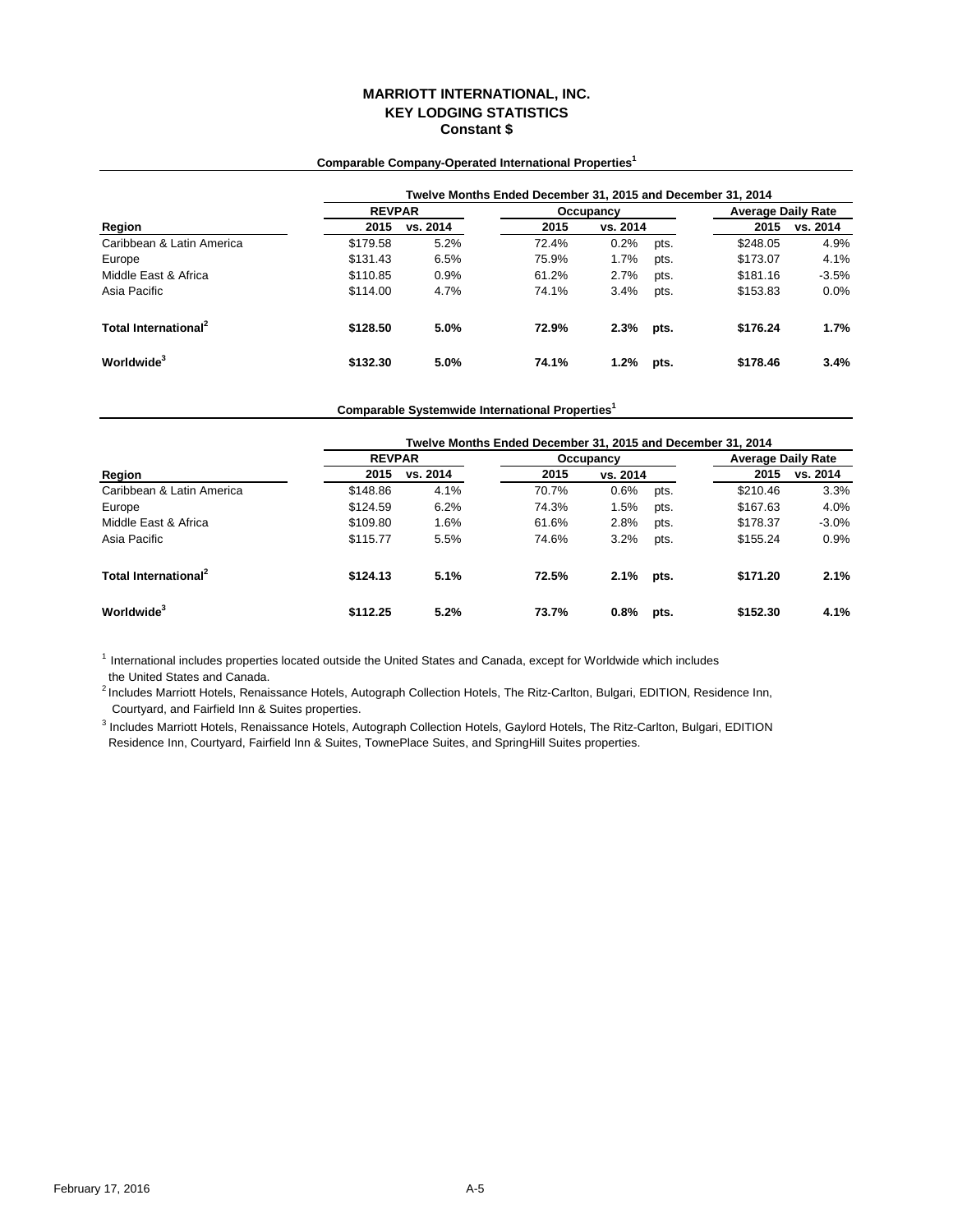# MARRIOTT INTERNATIONAL, INC.
## KEY LODGING STATISTICS
### Constant $

**Comparable Company-Operated International Properties[1]**

| | Twelve Months Ended December 31, 2015 and December 31, 2014 | | | | | | |
|---|---|---|---|---|---|---|---|
| | REVPAR | | Occupancy | | | Average Daily Rate | |
| Region | 2015 | vs. 2014 | 2015 | vs. 2014 | | 2015 | vs. 2014 |
| Caribbean & Latin America | $179.58 | 5.2% | 72.4% | 0.2% | pts. | $248.05 | 4.9% |
| Europe | $131.43 | 6.5% | 75.9% | 1.7% | pts. | $173.07 | 4.1% |
| Middle East & Africa | $110.85 | 0.9% | 61.2% | 2.7% | pts. | $181.16 | -3.5% |
| Asia Pacific | $114.00 | 4.7% | 74.1% | 3.4% | pts. | $153.83 | 0.0% |
| **Total International[2]** | **$128.50** | **5.0%** | **72.9%** | **2.3%** | **pts.** | **$176.24** | **1.7%** |
| **Worldwide[3]** | **$132.30** | **5.0%** | **74.1%** | **1.2%** | **pts.** | **$178.46** | **3.4%** |

**Comparable Systemwide International Properties[1]**

| | Twelve Months Ended December 31, 2015 and December 31, 2014 | | | | | | |
|---|---|---|---|---|---|---|---|
| | REVPAR | | Occupancy | | | Average Daily Rate | |
| Region | 2015 | vs. 2014 | 2015 | vs. 2014 | | 2015 | vs. 2014 |
| Caribbean & Latin America | $148.86 | 4.1% | 70.7% | 0.6% | pts. | $210.46 | 3.3% |
| Europe | $124.59 | 6.2% | 74.3% | 1.5% | pts. | $167.63 | 4.0% |
| Middle East & Africa | $109.80 | 1.6% | 61.6% | 2.8% | pts. | $178.37 | -3.0% |
| Asia Pacific | $115.77 | 5.5% | 74.6% | 3.2% | pts. | $155.24 | 0.9% |
| **Total International[2]** | **$124.13** | **5.1%** | **72.5%** | **2.1%** | **pts.** | **$171.20** | **2.1%** |
| **Worldwide[3]** | **$112.25** | **5.2%** | **73.7%** | **0.8%** | **pts.** | **$152.30** | **4.1%** |

[1] International includes properties located outside the United States and Canada, except for Worldwide which includes the United States and Canada.

[2] Includes Marriott Hotels, Renaissance Hotels, Autograph Collection Hotels, The Ritz-Carlton, Bulgari, EDITION, Residence Inn, Courtyard, and Fairfield Inn & Suites properties.

[3] Includes Marriott Hotels, Renaissance Hotels, Autograph Collection Hotels, Gaylord Hotels, The Ritz-Carlton, Bulgari, EDITION Residence Inn, Courtyard, Fairfield Inn & Suites, TownePlace Suites, and SpringHill Suites properties.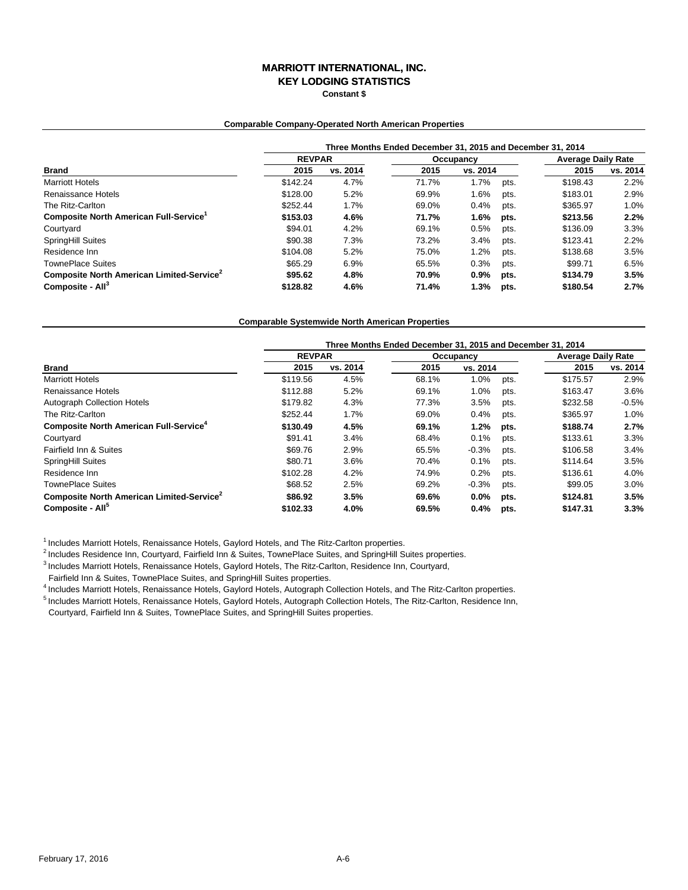# MARRIOTT INTERNATIONAL, INC.
## KEY LODGING STATISTICS
### Constant $

#### Comparable Company-Operated North American Properties

| | Three Months Ended December 31, 2015 and December 31, 2014 | | | | | | |
|---|---|---|---|---|---|---|---|
| | REVPAR | | Occupancy | | | Average Daily Rate | |
| **Brand** | **2015** | **vs. 2014** | **2015** | **vs. 2014** | | **2015** | **vs. 2014** |
| Marriott Hotels | $142.24 | 4.7% | 71.7% | 1.7% | pts. | $198.43 | 2.2% |
| Renaissance Hotels | $128.00 | 5.2% | 69.9% | 1.6% | pts. | $183.01 | 2.9% |
| The Ritz-Carlton | $252.44 | 1.7% | 69.0% | 0.4% | pts. | $365.97 | 1.0% |
| **Composite North American Full-Service[1]** | **$153.03** | **4.6%** | **71.7%** | **1.6%** | **pts.** | **$213.56** | **2.2%** |
| Courtyard | $94.01 | 4.2% | 69.1% | 0.5% | pts. | $136.09 | 3.3% |
| SpringHill Suites | $90.38 | 7.3% | 73.2% | 3.4% | pts. | $123.41 | 2.2% |
| Residence Inn | $104.08 | 5.2% | 75.0% | 1.2% | pts. | $138.68 | 3.5% |
| TownePlace Suites | $65.29 | 6.9% | 65.5% | 0.3% | pts. | $99.71 | 6.5% |
| **Composite North American Limited-Service[2]** | **$95.62** | **4.8%** | **70.9%** | **0.9%** | **pts.** | **$134.79** | **3.5%** |
| **Composite - All[3]** | **$128.82** | **4.6%** | **71.4%** | **1.3%** | **pts.** | **$180.54** | **2.7%** |

#### Comparable Systemwide North American Properties

| | Three Months Ended December 31, 2015 and December 31, 2014 | | | | | | |
|---|---|---|---|---|---|---|---|
| | REVPAR | | Occupancy | | | Average Daily Rate | |
| **Brand** | **2015** | **vs. 2014** | **2015** | **vs. 2014** | | **2015** | **vs. 2014** |
| Marriott Hotels | $119.56 | 4.5% | 68.1% | 1.0% | pts. | $175.57 | 2.9% |
| Renaissance Hotels | $112.88 | 5.2% | 69.1% | 1.0% | pts. | $163.47 | 3.6% |
| Autograph Collection Hotels | $179.82 | 4.3% | 77.3% | 3.5% | pts. | $232.58 | -0.5% |
| The Ritz-Carlton | $252.44 | 1.7% | 69.0% | 0.4% | pts. | $365.97 | 1.0% |
| **Composite North American Full-Service[4]** | **$130.49** | **4.5%** | **69.1%** | **1.2%** | **pts.** | **$188.74** | **2.7%** |
| Courtyard | $91.41 | 3.4% | 68.4% | 0.1% | pts. | $133.61 | 3.3% |
| Fairfield Inn & Suites | $69.76 | 2.9% | 65.5% | -0.3% | pts. | $106.58 | 3.4% |
| SpringHill Suites | $80.71 | 3.6% | 70.4% | 0.1% | pts. | $114.64 | 3.5% |
| Residence Inn | $102.28 | 4.2% | 74.9% | 0.2% | pts. | $136.61 | 4.0% |
| TownePlace Suites | $68.52 | 2.5% | 69.2% | -0.3% | pts. | $99.05 | 3.0% |
| **Composite North American Limited-Service[2]** | **$86.92** | **3.5%** | **69.6%** | **0.0%** | **pts.** | **$124.81** | **3.5%** |
| **Composite - All[5]** | **$102.33** | **4.0%** | **69.5%** | **0.4%** | **pts.** | **$147.31** | **3.3%** |

[1] Includes Marriott Hotels, Renaissance Hotels, Gaylord Hotels, and The Ritz-Carlton properties.

[2] Includes Residence Inn, Courtyard, Fairfield Inn & Suites, TownePlace Suites, and SpringHill Suites properties.

[3] Includes Marriott Hotels, Renaissance Hotels, Gaylord Hotels, The Ritz-Carlton, Residence Inn, Courtyard, Fairfield Inn & Suites, TownePlace Suites, and SpringHill Suites properties.

[4] Includes Marriott Hotels, Renaissance Hotels, Gaylord Hotels, Autograph Collection Hotels, and The Ritz-Carlton properties.

[5] Includes Marriott Hotels, Renaissance Hotels, Gaylord Hotels, Autograph Collection Hotels, The Ritz-Carlton, Residence Inn, Courtyard, Fairfield Inn & Suites, TownePlace Suites, and SpringHill Suites properties.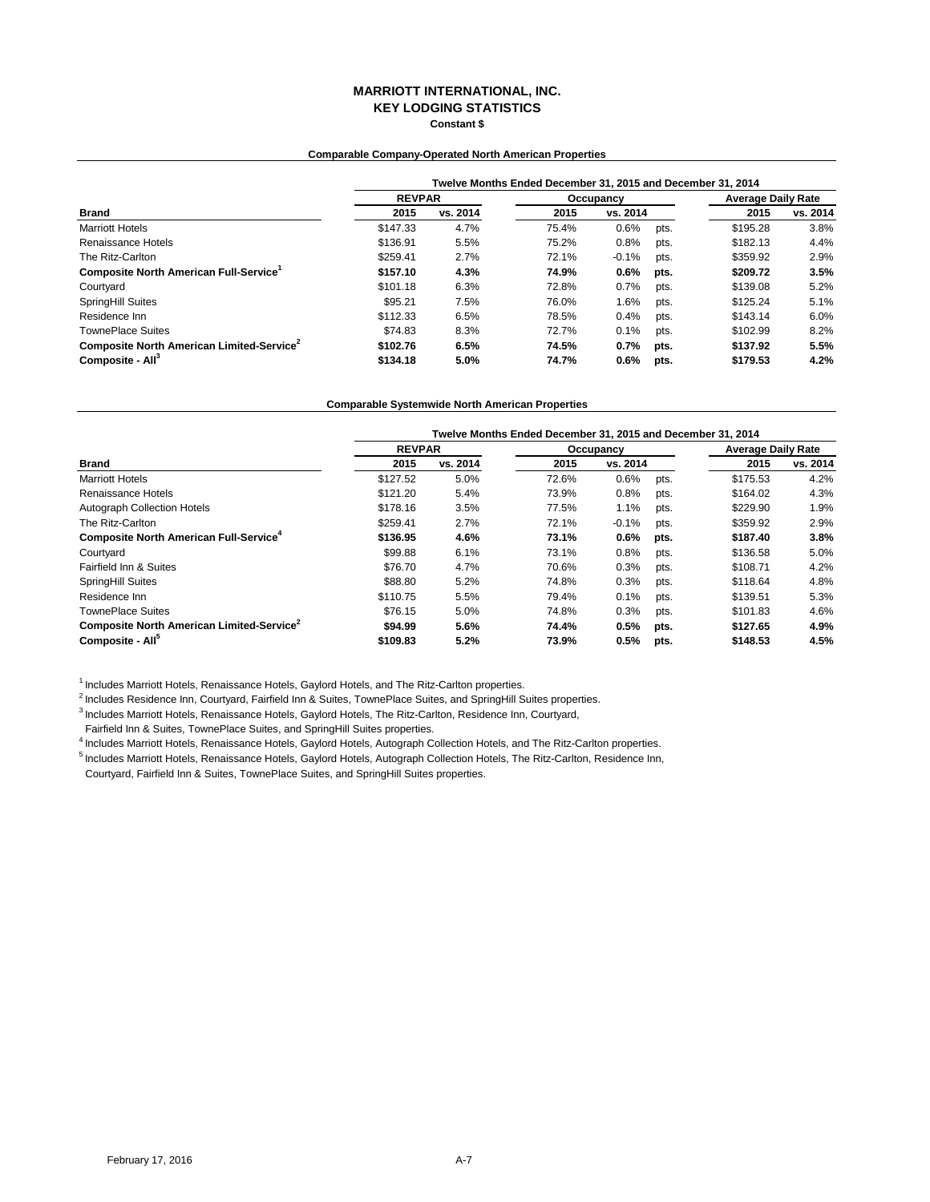# MARRIOTT INTERNATIONAL, INC.
## KEY LODGING STATISTICS
### Constant $

**Comparable Company-Operated North American Properties**

| | Twelve Months Ended December 31, 2015 and December 31, 2014 | | | | | | |
|---|---|---|---|---|---|---|---|
| | REVPAR | | Occupancy | | | Average Daily Rate | |
| Brand | 2015 | vs. 2014 | 2015 | vs. 2014 | | 2015 | vs. 2014 |
| Marriott Hotels | $147.33 | 4.7% | 75.4% | 0.6% | pts. | $195.28 | 3.8% |
| Renaissance Hotels | $136.91 | 5.5% | 75.2% | 0.8% | pts. | $182.13 | 4.4% |
| The Ritz-Carlton | $259.41 | 2.7% | 72.1% | -0.1% | pts. | $359.92 | 2.9% |
| **Composite North American Full-Service[1]** | **$157.10** | **4.3%** | **74.9%** | **0.6%** | **pts.** | **$209.72** | **3.5%** |
| Courtyard | $101.18 | 6.3% | 72.8% | 0.7% | pts. | $139.08 | 5.2% |
| SpringHill Suites | $95.21 | 7.5% | 76.0% | 1.6% | pts. | $125.24 | 5.1% |
| Residence Inn | $112.33 | 6.5% | 78.5% | 0.4% | pts. | $143.14 | 6.0% |
| TownePlace Suites | $74.83 | 8.3% | 72.7% | 0.1% | pts. | $102.99 | 8.2% |
| **Composite North American Limited-Service[2]** | **$102.76** | **6.5%** | **74.5%** | **0.7%** | **pts.** | **$137.92** | **5.5%** |
| **Composite - All[3]** | **$134.18** | **5.0%** | **74.7%** | **0.6%** | **pts.** | **$179.53** | **4.2%** |

**Comparable Systemwide North American Properties**

| | Twelve Months Ended December 31, 2015 and December 31, 2014 | | | | | | |
|---|---|---|---|---|---|---|---|
| | REVPAR | | Occupancy | | | Average Daily Rate | |
| Brand | 2015 | vs. 2014 | 2015 | vs. 2014 | | 2015 | vs. 2014 |
| Marriott Hotels | $127.52 | 5.0% | 72.6% | 0.6% | pts. | $175.53 | 4.2% |
| Renaissance Hotels | $121.20 | 5.4% | 73.9% | 0.8% | pts. | $164.02 | 4.3% |
| Autograph Collection Hotels | $178.16 | 3.5% | 77.5% | 1.1% | pts. | $229.90 | 1.9% |
| The Ritz-Carlton | $259.41 | 2.7% | 72.1% | -0.1% | pts. | $359.92 | 2.9% |
| **Composite North American Full-Service[4]** | **$136.95** | **4.6%** | **73.1%** | **0.6%** | **pts.** | **$187.40** | **3.8%** |
| Courtyard | $99.88 | 6.1% | 73.1% | 0.8% | pts. | $136.58 | 5.0% |
| Fairfield Inn & Suites | $76.70 | 4.7% | 70.6% | 0.3% | pts. | $108.71 | 4.2% |
| SpringHill Suites | $88.80 | 5.2% | 74.8% | 0.3% | pts. | $118.64 | 4.8% |
| Residence Inn | $110.75 | 5.5% | 79.4% | 0.1% | pts. | $139.51 | 5.3% |
| TownePlace Suites | $76.15 | 5.0% | 74.8% | 0.3% | pts. | $101.83 | 4.6% |
| **Composite North American Limited-Service[2]** | **$94.99** | **5.6%** | **74.4%** | **0.5%** | **pts.** | **$127.65** | **4.9%** |
| **Composite - All[5]** | **$109.83** | **5.2%** | **73.9%** | **0.5%** | **pts.** | **$148.53** | **4.5%** |

[1] Includes Marriott Hotels, Renaissance Hotels, Gaylord Hotels, and The Ritz-Carlton properties.

[2] Includes Residence Inn, Courtyard, Fairfield Inn & Suites, TownePlace Suites, and SpringHill Suites properties.

[3] Includes Marriott Hotels, Renaissance Hotels, Gaylord Hotels, The Ritz-Carlton, Residence Inn, Courtyard, Fairfield Inn & Suites, TownePlace Suites, and SpringHill Suites properties.

[4] Includes Marriott Hotels, Renaissance Hotels, Gaylord Hotels, Autograph Collection Hotels, and The Ritz-Carlton properties.

[5] Includes Marriott Hotels, Renaissance Hotels, Gaylord Hotels, Autograph Collection Hotels, The Ritz-Carlton, Residence Inn, Courtyard, Fairfield Inn & Suites, TownePlace Suites, and SpringHill Suites properties.

February 17, 2016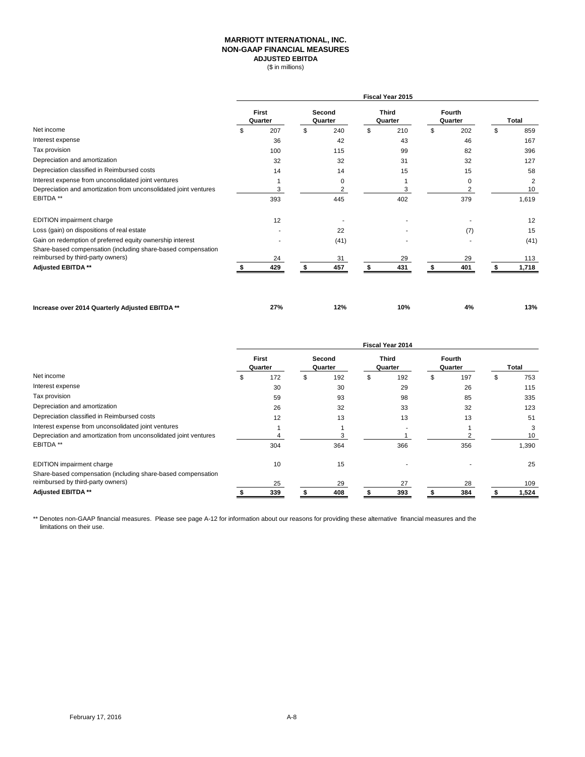# MARRIOTT INTERNATIONAL, INC.
## NON-GAAP FINANCIAL MEASURES
### ADJUSTED EBITDA
($ in millions)

| | Fiscal Year 2015 | | | | |
|---|---|---|---|---|---|
| | First Quarter | Second Quarter | Third Quarter | Fourth Quarter | Total |
| Net income | $ 207 | $ 240 | $ 210 | $ 202 | $ 859 |
| Interest expense | 36 | 42 | 43 | 46 | 167 |
| Tax provision | 100 | 115 | 99 | 82 | 396 |
| Depreciation and amortization | 32 | 32 | 31 | 32 | 127 |
| Depreciation classified in Reimbursed costs | 14 | 14 | 15 | 15 | 58 |
| Interest expense from unconsolidated joint ventures | 1 | 0 | 1 | 0 | 2 |
| Depreciation and amortization from unconsolidated joint ventures | 3 | 2 | 3 | 2 | 10 |
| EBITDA ** | 393 | 445 | 402 | 379 | 1,619 |
| EDITION impairment charge | 12 | - | - | - | 12 |
| Loss (gain) on dispositions of real estate | - | 22 | - | (7) | 15 |
| Gain on redemption of preferred equity ownership interest | - | (41) | - | - | (41) |
| Share-based compensation (including share-based compensation reimbursed by third-party owners) | 24 | 31 | 29 | 29 | 113 |
| **Adjusted EBITDA \*\*** | **$ 429** | **$ 457** | **$ 431** | **$ 401** | **$ 1,718** |
| **Increase over 2014 Quarterly Adjusted EBITDA \*\*** | **27%** | **12%** | **10%** | **4%** | **13%** |

| | Fiscal Year 2014 | | | | |
|---|---|---|---|---|---|
| | First Quarter | Second Quarter | Third Quarter | Fourth Quarter | Total |
| Net income | $ 172 | $ 192 | $ 192 | $ 197 | $ 753 |
| Interest expense | 30 | 30 | 29 | 26 | 115 |
| Tax provision | 59 | 93 | 98 | 85 | 335 |
| Depreciation and amortization | 26 | 32 | 33 | 32 | 123 |
| Depreciation classified in Reimbursed costs | 12 | 13 | 13 | 13 | 51 |
| Interest expense from unconsolidated joint ventures | 1 | 1 | - | 1 | 3 |
| Depreciation and amortization from unconsolidated joint ventures | 4 | 3 | 1 | 2 | 10 |
| EBITDA ** | 304 | 364 | 366 | 356 | 1,390 |
| EDITION impairment charge | 10 | 15 | - | - | 25 |
| Share-based compensation (including share-based compensation reimbursed by third-party owners) | 25 | 29 | 27 | 28 | 109 |
| **Adjusted EBITDA \*\*** | **$ 339** | **$ 408** | **$ 393** | **$ 384** | **$ 1,524** |

** Denotes non-GAAP financial measures. Please see page A-12 for information about our reasons for providing these alternative financial measures and the limitations on their use.

February 17, 2016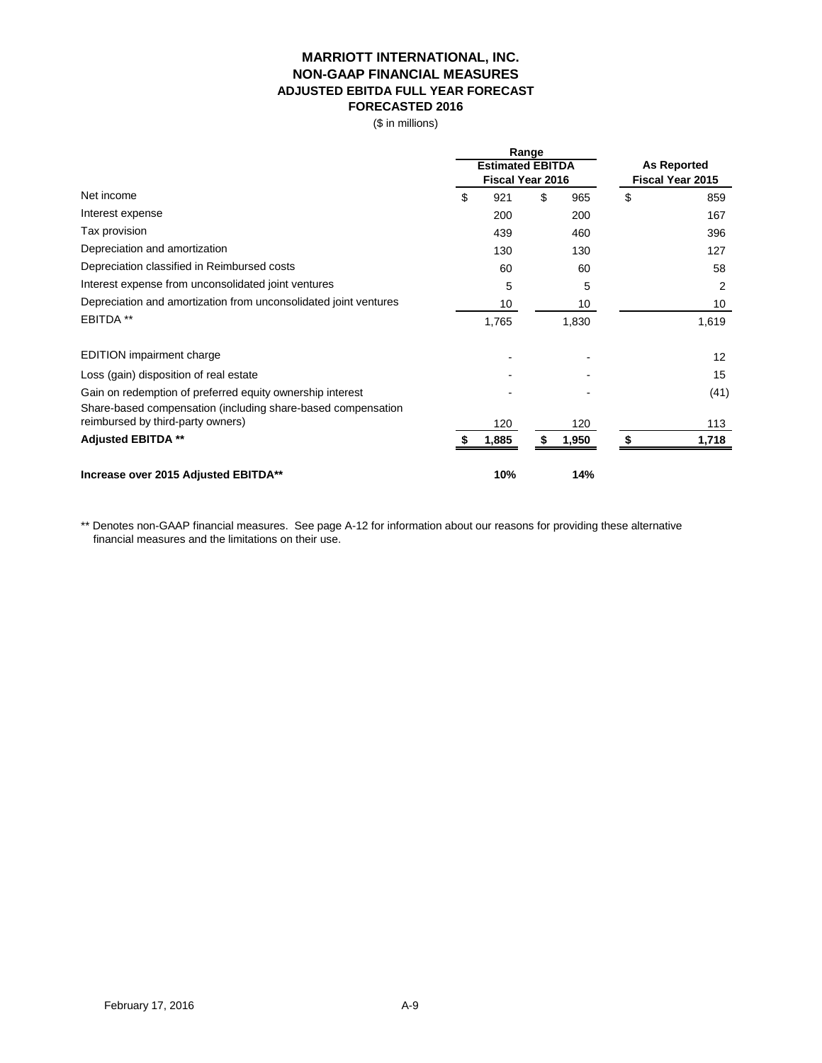# MARRIOTT INTERNATIONAL, INC.
## NON-GAAP FINANCIAL MEASURES
### ADJUSTED EBITDA FULL YEAR FORECAST
### FORECASTED 2016

($ in millions)

| | Range | | |
|---|---|---|---|
| | Estimated EBITDA Fiscal Year 2016 | | As Reported Fiscal Year 2015 |
| Net income | $ 921 | $ 965 | $ 859 |
| Interest expense | 200 | 200 | 167 |
| Tax provision | 439 | 460 | 396 |
| Depreciation and amortization | 130 | 130 | 127 |
| Depreciation classified in Reimbursed costs | 60 | 60 | 58 |
| Interest expense from unconsolidated joint ventures | 5 | 5 | 2 |
| Depreciation and amortization from unconsolidated joint ventures | 10 | 10 | 10 |
| EBITDA ** | 1,765 | 1,830 | 1,619 |
| EDITION impairment charge | - | - | 12 |
| Loss (gain) disposition of real estate | - | - | 15 |
| Gain on redemption of preferred equity ownership interest | - | - | (41) |
| Share-based compensation (including share-based compensation reimbursed by third-party owners) | 120 | 120 | 113 |
| **Adjusted EBITDA \*\*** | **$ 1,885** | **$ 1,950** | **$ 1,718** |
| **Increase over 2015 Adjusted EBITDA\*\*** | **10%** | **14%** | |

** Denotes non-GAAP financial measures. See page A-12 for information about our reasons for providing these alternative financial measures and the limitations on their use.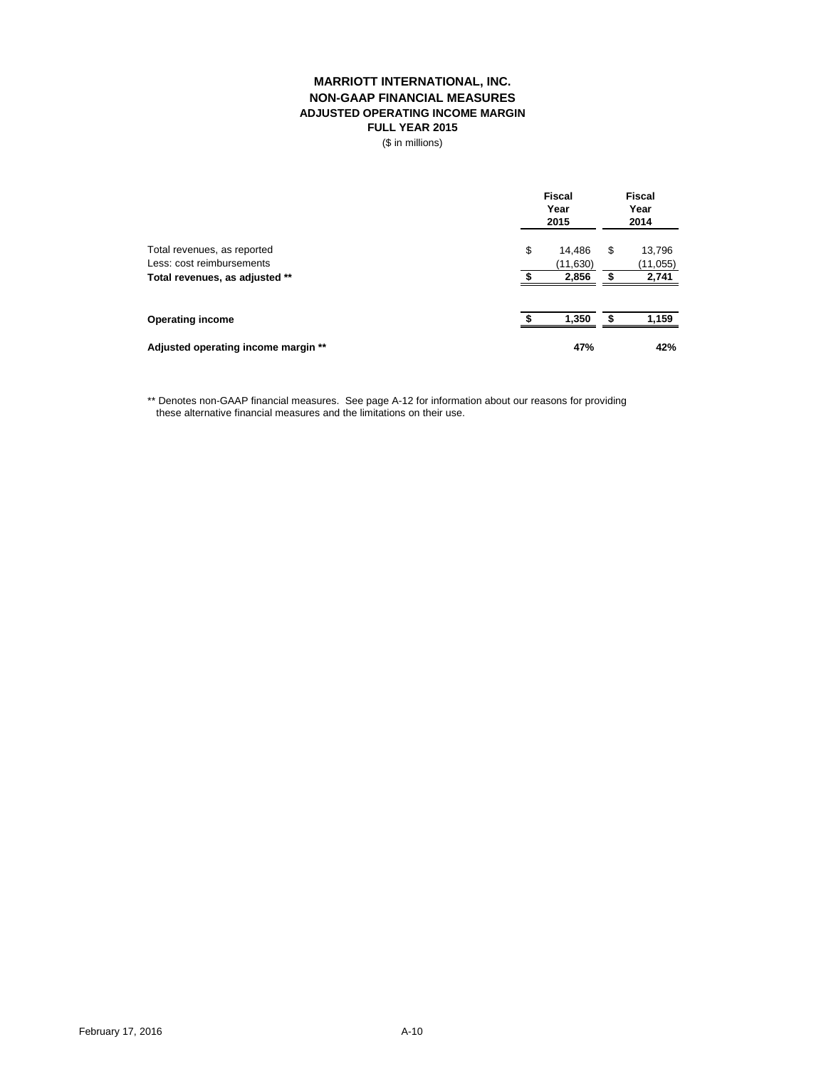# MARRIOTT INTERNATIONAL, INC.
## NON-GAAP FINANCIAL MEASURES
### ADJUSTED OPERATING INCOME MARGIN
### FULL YEAR 2015

($ in millions)

| | Fiscal Year 2015 | Fiscal Year 2014 |
|---|---|---|
| Total revenues, as reported | $ 14,486 | $ 13,796 |
| Less: cost reimbursements | (11,630) | (11,055) |
| **Total revenues, as adjusted \*\*** | **$ 2,856** | **$ 2,741** |
| | | |
| **Operating income** | **$ 1,350** | **$ 1,159** |
| | | |
| **Adjusted operating income margin \*\*** | **47%** | **42%** |

** Denotes non-GAAP financial measures. See page A-12 for information about our reasons for providing these alternative financial measures and the limitations on their use.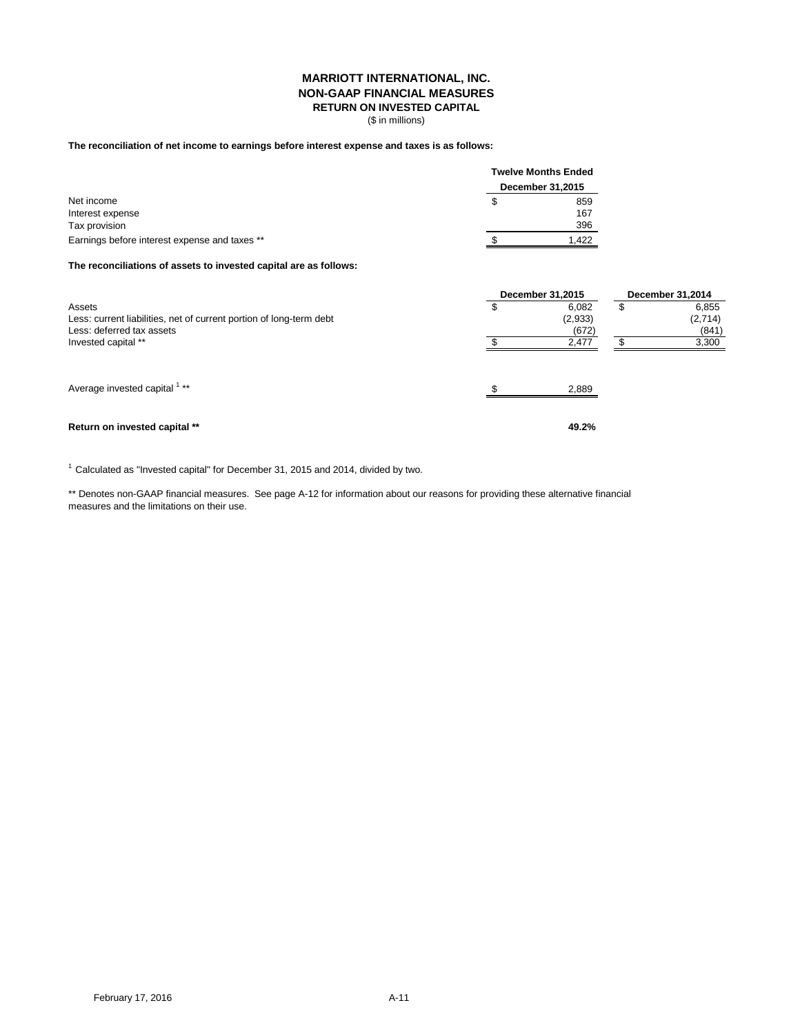# MARRIOTT INTERNATIONAL, INC.
## NON-GAAP FINANCIAL MEASURES
### RETURN ON INVESTED CAPITAL

($ in millions)

**The reconciliation of net income to earnings before interest expense and taxes is as follows:**

| | Twelve Months Ended December 31,2015 |
|---|---|
| Net income | $ 859 |
| Interest expense | 167 |
| Tax provision | 396 |
| Earnings before interest expense and taxes ** | $ 1,422 |

**The reconciliations of assets to invested capital are as follows:**

| | December 31,2015 | December 31,2014 |
|---|---|---|
| Assets | $ 6,082 | $ 6,855 |
| Less: current liabilities, net of current portion of long-term debt | (2,933) | (2,714) |
| Less: deferred tax assets | (672) | (841) |
| Invested capital ** | $ 2,477 | $ 3,300 |
| | | |
| Average invested capital [1] ** | $ 2,889 | |
| | | |
| **Return on invested capital \*\*** | **49.2%** | |

[1] Calculated as "Invested capital" for December 31, 2015 and 2014, divided by two.

** Denotes non-GAAP financial measures. See page A-12 for information about our reasons for providing these alternative financial measures and the limitations on their use.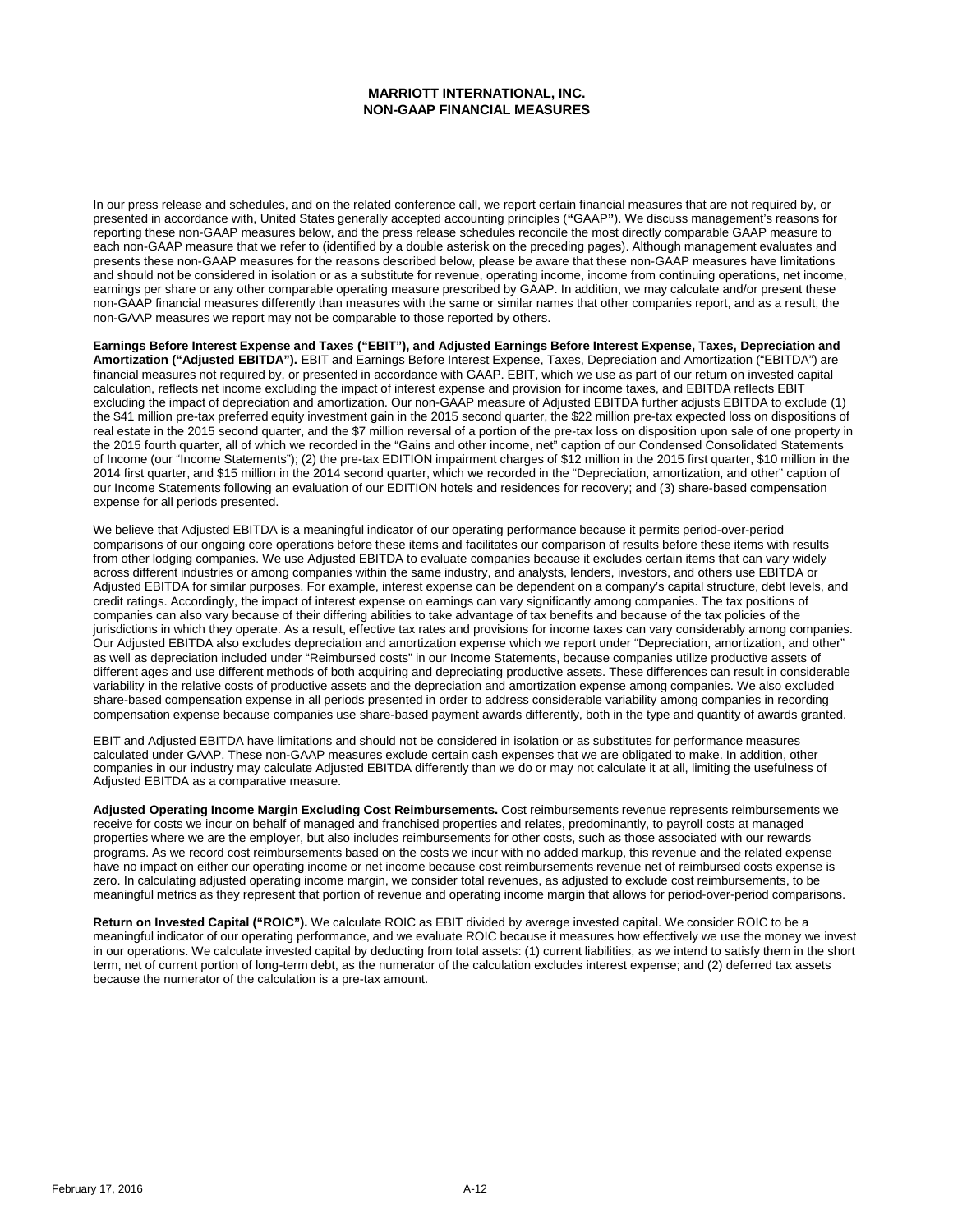# MARRIOTT INTERNATIONAL, INC.
# NON-GAAP FINANCIAL MEASURES

In our press release and schedules, and on the related conference call, we report certain financial measures that are not required by, or presented in accordance with, United States generally accepted accounting principles ("GAAP"). We discuss management's reasons for reporting these non-GAAP measures below, and the press release schedules reconcile the most directly comparable GAAP measure to each non-GAAP measure that we refer to (identified by a double asterisk on the preceding pages). Although management evaluates and presents these non-GAAP measures for the reasons described below, please be aware that these non-GAAP measures have limitations and should not be considered in isolation or as a substitute for revenue, operating income, income from continuing operations, net income, earnings per share or any other comparable operating measure prescribed by GAAP. In addition, we may calculate and/or present these non-GAAP financial measures differently than measures with the same or similar names that other companies report, and as a result, the non-GAAP measures we report may not be comparable to those reported by others.

**Earnings Before Interest Expense and Taxes ("EBIT"), and Adjusted Earnings Before Interest Expense, Taxes, Depreciation and Amortization ("Adjusted EBITDA").** EBIT and Earnings Before Interest Expense, Taxes, Depreciation and Amortization ("EBITDA") are financial measures not required by, or presented in accordance with GAAP. EBIT, which we use as part of our return on invested capital calculation, reflects net income excluding the impact of interest expense and provision for income taxes, and EBITDA reflects EBIT excluding the impact of depreciation and amortization. Our non-GAAP measure of Adjusted EBITDA further adjusts EBITDA to exclude (1) the $41 million pre-tax preferred equity investment gain in the 2015 second quarter, the $22 million pre-tax expected loss on dispositions of real estate in the 2015 second quarter, and the $7 million reversal of a portion of the pre-tax loss on disposition upon sale of one property in the 2015 fourth quarter, all of which we recorded in the "Gains and other income, net" caption of our Condensed Consolidated Statements of Income (our "Income Statements"); (2) the pre-tax EDITION impairment charges of $12 million in the 2015 first quarter, $10 million in the 2014 first quarter, and $15 million in the 2014 second quarter, which we recorded in the "Depreciation, amortization, and other" caption of our Income Statements following an evaluation of our EDITION hotels and residences for recovery; and (3) share-based compensation expense for all periods presented.

We believe that Adjusted EBITDA is a meaningful indicator of our operating performance because it permits period-over-period comparisons of our ongoing core operations before these items and facilitates our comparison of results before these items with results from other lodging companies. We use Adjusted EBITDA to evaluate companies because it excludes certain items that can vary widely across different industries or among companies within the same industry, and analysts, lenders, investors, and others use EBITDA or Adjusted EBITDA for similar purposes. For example, interest expense can be dependent on a company's capital structure, debt levels, and credit ratings. Accordingly, the impact of interest expense on earnings can vary significantly among companies. The tax positions of companies can also vary because of their differing abilities to take advantage of tax benefits and because of the tax policies of the jurisdictions in which they operate. As a result, effective tax rates and provisions for income taxes can vary considerably among companies. Our Adjusted EBITDA also excludes depreciation and amortization expense which we report under "Depreciation, amortization, and other" as well as depreciation included under "Reimbursed costs" in our Income Statements, because companies utilize productive assets of different ages and use different methods of both acquiring and depreciating productive assets. These differences can result in considerable variability in the relative costs of productive assets and the depreciation and amortization expense among companies. We also excluded share-based compensation expense in all periods presented in order to address considerable variability among companies in recording compensation expense because companies use share-based payment awards differently, both in the type and quantity of awards granted.

EBIT and Adjusted EBITDA have limitations and should not be considered in isolation or as substitutes for performance measures calculated under GAAP. These non-GAAP measures exclude certain cash expenses that we are obligated to make. In addition, other companies in our industry may calculate Adjusted EBITDA differently than we do or may not calculate it at all, limiting the usefulness of Adjusted EBITDA as a comparative measure.

**Adjusted Operating Income Margin Excluding Cost Reimbursements.** Cost reimbursements revenue represents reimbursements we receive for costs we incur on behalf of managed and franchised properties and relates, predominantly, to payroll costs at managed properties where we are the employer, but also includes reimbursements for other costs, such as those associated with our rewards programs. As we record cost reimbursements based on the costs we incur with no added markup, this revenue and the related expense have no impact on either our operating income or net income because cost reimbursements revenue net of reimbursed costs expense is zero. In calculating adjusted operating income margin, we consider total revenues, as adjusted to exclude cost reimbursements, to be meaningful metrics as they represent that portion of revenue and operating income margin that allows for period-over-period comparisons.

**Return on Invested Capital ("ROIC").** We calculate ROIC as EBIT divided by average invested capital. We consider ROIC to be a meaningful indicator of our operating performance, and we evaluate ROIC because it measures how effectively we use the money we invest in our operations. We calculate invested capital by deducting from total assets: (1) current liabilities, as we intend to satisfy them in the short term, net of current portion of long-term debt, as the numerator of the calculation excludes interest expense; and (2) deferred tax assets because the numerator of the calculation is a pre-tax amount.